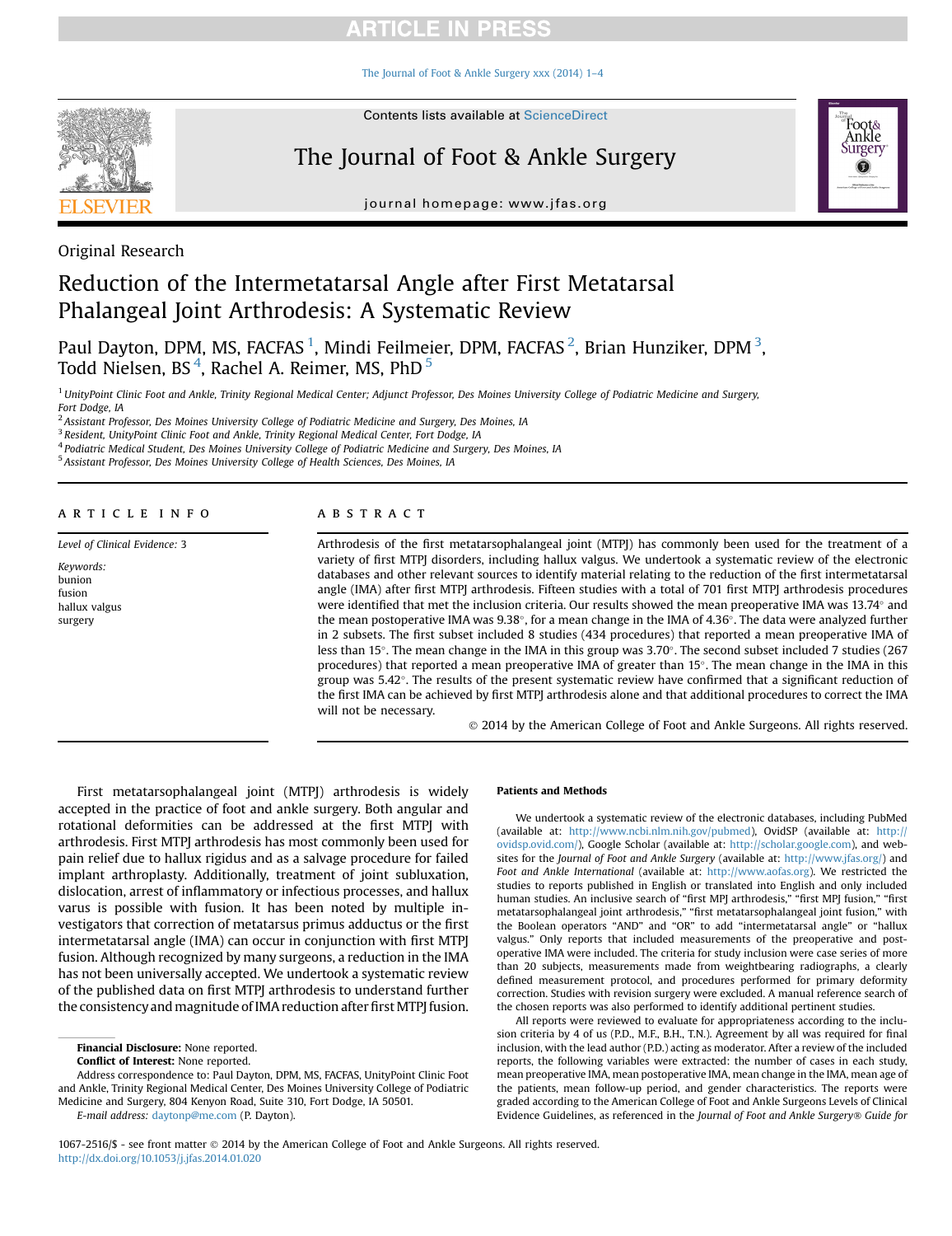Original Research

# Reduction of the Intermetatarsal Angle after First Metatarsal Phalangeal Joint Arthrodesis: A Systematic Review

Paul Dayton, DPM, MS, FACFAS [1], Mindi Feilmeier, DPM, FACFAS [2], Brian Hunziker, DPM [3], Todd Nielsen, BS [4], Rachel A. Reimer, MS, PhD [5]

[1] UnityPoint Clinic Foot and Ankle, Trinity Regional Medical Center; Adjunct Professor, Des Moines University College of Podiatric Medicine and Surgery, Fort Dodge, IA

[2] Assistant Professor, Des Moines University College of Podiatric Medicine and Surgery, Des Moines, IA

[3] Resident, UnityPoint Clinic Foot and Ankle, Trinity Regional Medical Center, Fort Dodge, IA

[4] Podiatric Medical Student, Des Moines University College of Podiatric Medicine and Surgery, Des Moines, IA

[5] Assistant Professor, Des Moines University College of Health Sciences, Des Moines, IA

## ARTICLE INFO

*Level of Clinical Evidence:* 3

*Keywords:*
bunion
fusion
hallux valgus
surgery

## ABSTRACT

Arthrodesis of the first metatarsophalangeal joint (MTPJ) has commonly been used for the treatment of a variety of first MTPJ disorders, including hallux valgus. We undertook a systematic review of the electronic databases and other relevant sources to identify material relating to the reduction of the first intermetatarsal angle (IMA) after first MTPJ arthrodesis. Fifteen studies with a total of 701 first MTPJ arthrodesis procedures were identified that met the inclusion criteria. Our results showed the mean preoperative IMA was 13.74° and the mean postoperative IMA was 9.38°, for a mean change in the IMA of 4.36°. The data were analyzed further in 2 subsets. The first subset included 8 studies (434 procedures) that reported a mean preoperative IMA of less than 15°. The mean change in this group was 3.70°. The second subset included 7 studies (267 procedures) that reported a mean preoperative IMA of greater than 15°. The mean change in the IMA in this group was 5.42°. The results of the present systematic review have confirmed that a significant reduction of the first IMA can be achieved by first MTPJ arthrodesis alone and that additional procedures to correct the IMA will not be necessary.

© 2014 by the American College of Foot and Ankle Surgeons. All rights reserved.

First metatarsophalangeal joint (MTPJ) arthrodesis is widely accepted in the practice of foot and ankle surgery. Both angular and rotational deformities can be addressed at the first MTPJ with arthrodesis. First MTPJ arthrodesis has most commonly been used for pain relief due to hallux rigidus and as a salvage procedure for failed implant arthroplasty. Additionally, treatment of joint subluxation, dislocation, arrest of inflammatory or infectious processes, and hallux varus is possible with fusion. It has been noted by multiple investigators that correction of metatarsus primus adductus or the first intermetatarsal angle (IMA) can occur in conjunction with first MTPJ fusion. Although recognized by many surgeons, a reduction in the IMA has not been universally accepted. We undertook a systematic review of the published data on first MTPJ arthrodesis to understand further the consistency and magnitude of IMA reduction after first MTPJ fusion.

**Financial Disclosure:** None reported.

**Conflict of Interest:** None reported.

Address correspondence to: Paul Dayton, DPM, MS, FACFAS, UnityPoint Clinic Foot and Ankle, Trinity Regional Medical Center, Des Moines University College of Podiatric Medicine and Surgery, 804 Kenyon Road, Suite 310, Fort Dodge, IA 50501.

*E-mail address:* daytonp@me.com (P. Dayton).

### Patients and Methods

We undertook a systematic review of the electronic databases, including PubMed (available at: http://www.ncbi.nlm.nih.gov/pubmed), OvidSP (available at: http://ovidsp.ovid.com/), Google Scholar (available at: http://scholar.google.com), and websites for the *Journal of Foot and Ankle Surgery* (available at: http://www.jfas.org/) and *Foot and Ankle International* (available at: http://www.aofas.org). We restricted the studies to reports published in English or translated into English and only included human studies. An inclusive search of "first MPJ arthrodesis," "first MPJ fusion," "first metatarsophalangeal joint arthrodesis," "first metatarsophalangeal joint fusion," with the Boolean operators "AND" and "OR" to add "intermetatarsal angle" or "hallux valgus." Only reports that included measurements of the preoperative and postoperative IMA were included. The criteria for study inclusion were case series of more than 20 subjects, measurements made from weightbearing radiographs, a clearly defined measurement protocol, and procedures performed for primary deformity correction. Studies with revision surgery were excluded. A manual reference search of the chosen reports was also performed to identify additional pertinent studies.

All reports were reviewed to evaluate for appropriateness according to the inclusion criteria by 4 of us (P.D., M.F., B.H., T.N.). Agreement by all was required for final inclusion, with the lead author (P.D.) acting as moderator. After a review of the included reports, the following variables were extracted: the number of cases in each study, mean preoperative IMA, mean postoperative IMA, mean change in the IMA, mean age of the patients, mean follow-up period, and gender characteristics. The reports were graded according to the American College of Foot and Ankle Surgeons Levels of Clinical Evidence Guidelines, as referenced in the *Journal of Foot and Ankle Surgery® Guide for*

1067-2516/$ - see front matter © 2014 by the American College of Foot and Ankle Surgeons. All rights reserved.
http://dx.doi.org/10.1053/j.jfas.2014.01.020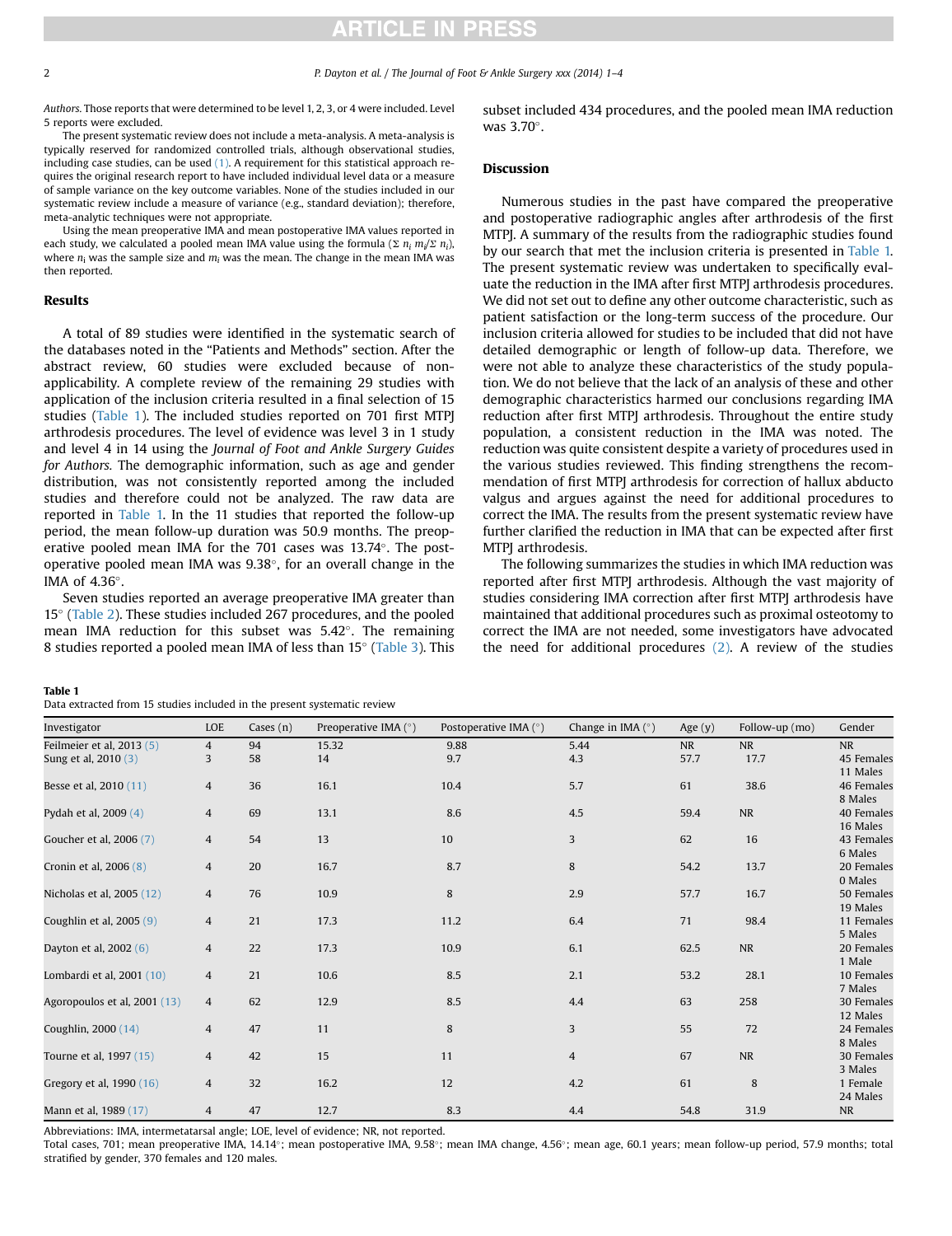*Authors.* Those reports that were determined to be level 1, 2, 3, or 4 were included. Level 5 reports were excluded.

The present systematic review does not include a meta-analysis. A meta-analysis is typically reserved for randomized controlled trials, although observational studies, including case studies, can be used (1). A requirement for this statistical approach requires the original research report to have included individual level data or a measure of sample variance on the key outcome variables. None of the studies included in our systematic review include a measure of variance (e.g., standard deviation); therefore, meta-analytic techniques were not appropriate.

Using the mean preoperative IMA and mean postoperative IMA values reported in each study, we calculated a pooled mean IMA value using the formula ($\Sigma\ n_i\ m_i/\Sigma\ n_i$), where $n_i$ was the sample size and $m_i$ was the mean. The change in the mean IMA was then reported.

## Results

A total of 89 studies were identified in the systematic search of the databases noted in the "Patients and Methods" section. After the abstract review, 60 studies were excluded because of non-applicability. A complete review of the remaining 29 studies with application of the inclusion criteria resulted in a final selection of 15 studies (Table 1). The included studies reported on 701 first MTPJ arthrodesis procedures. The level of evidence was level 3 in 1 study and level 4 in 14 using the *Journal of Foot and Ankle Surgery Guides for Authors.* The demographic information, such as age and gender distribution, was not consistently reported among the included studies and therefore could not be analyzed. The raw data are reported in Table 1. In the 11 studies that reported the follow-up period, the mean follow-up duration was 50.9 months. The preoperative pooled mean IMA for the 701 cases was 13.74°. The postoperative pooled mean IMA was 9.38°, for an overall change in the IMA of 4.36°.

Seven studies reported an average preoperative IMA greater than 15° (Table 2). These studies included 267 procedures, and the pooled mean IMA reduction for this subset was 5.42°. The remaining 8 studies reported a pooled mean IMA of less than 15° (Table 3). This subset included 434 procedures, and the pooled mean IMA reduction was 3.70°.

## Discussion

Numerous studies in the past have compared the preoperative and postoperative radiographic angles after arthrodesis of the first MTPJ. A summary of the results from the radiographic studies found by our search that met the inclusion criteria is presented in Table 1. The present systematic review was undertaken to specifically evaluate the reduction in the IMA after first MTPJ arthrodesis procedures. We did not set out to define any other outcome characteristic, such as patient satisfaction or the long-term success of the procedure. Our inclusion criteria allowed for studies to be included that did not have detailed demographic or length of follow-up data. Therefore, we were not able to analyze these characteristics of the study population. We do not believe that the lack of an analysis of these and other demographic characteristics harmed our conclusions regarding IMA reduction after first MTPJ arthrodesis. Throughout the entire study population, a consistent reduction in the IMA was noted. The reduction was quite consistent despite a variety of procedures used in the various studies reviewed. This finding strengthens the recommendation of first MTPJ arthrodesis for correction of hallux abducto valgus and argues against the need for additional procedures to correct the IMA. The results from the present systematic review have further clarified the reduction in IMA that can be expected after first MTPJ arthrodesis.

The following summarizes the studies in which IMA reduction was reported after first MTPJ arthrodesis. Although the vast majority of studies considering IMA correction after first MTPJ arthrodesis have maintained that additional procedures such as proximal osteotomy to correct the IMA are not needed, some investigators have advocated the need for additional procedures (2). A review of the studies

**Table 1**
Data extracted from 15 studies included in the present systematic review

| Investigator | LOE | Cases (n) | Preoperative IMA (°) | Postoperative IMA (°) | Change in IMA (°) | Age (y) | Follow-up (mo) | Gender |
|---|---|---|---|---|---|---|---|---|
| Feilmeier et al, 2013 (5) | 4 | 94 | 15.32 | 9.88 | 5.44 | NR | NR | NR |
| Sung et al, 2010 (3) | 3 | 58 | 14 | 9.7 | 4.3 | 57.7 | 17.7 | 45 Females 11 Males |
| Besse et al, 2010 (11) | 4 | 36 | 16.1 | 10.4 | 5.7 | 61 | 38.6 | 46 Females 8 Males |
| Pydah et al, 2009 (4) | 4 | 69 | 13.1 | 8.6 | 4.5 | 59.4 | NR | 40 Females 16 Males |
| Goucher et al, 2006 (7) | 4 | 54 | 13 | 10 | 3 | 62 | 16 | 43 Females 6 Males |
| Cronin et al, 2006 (8) | 4 | 20 | 16.7 | 8.7 | 8 | 54.2 | 13.7 | 20 Females 0 Males |
| Nicholas et al, 2005 (12) | 4 | 76 | 10.9 | 8 | 2.9 | 57.7 | 16.7 | 50 Females 19 Males |
| Coughlin et al, 2005 (9) | 4 | 21 | 17.3 | 11.2 | 6.4 | 71 | 98.4 | 11 Females 5 Males |
| Dayton et al, 2002 (6) | 4 | 22 | 17.3 | 10.9 | 6.1 | 62.5 | NR | 20 Females 1 Male |
| Lombardi et al, 2001 (10) | 4 | 21 | 10.6 | 8.5 | 2.1 | 53.2 | 28.1 | 10 Females 7 Males |
| Agoropoulos et al, 2001 (13) | 4 | 62 | 12.9 | 8.5 | 4.4 | 63 | 258 | 30 Females 12 Males |
| Coughlin, 2000 (14) | 4 | 47 | 11 | 8 | 3 | 55 | 72 | 24 Females 8 Males |
| Tourne et al, 1997 (15) | 4 | 42 | 15 | 11 | 4 | 67 | NR | 30 Females 3 Males |
| Gregory et al, 1990 (16) | 4 | 32 | 16.2 | 12 | 4.2 | 61 | 8 | 1 Female 24 Males |
| Mann et al, 1989 (17) | 4 | 47 | 12.7 | 8.3 | 4.4 | 54.8 | 31.9 | NR |

Abbreviations: IMA, intermetatarsal angle; LOE, level of evidence; NR, not reported.
Total cases, 701; mean preoperative IMA, 14.14°; mean postoperative IMA, 9.58°; mean IMA change, 4.56°; mean age, 60.1 years; mean follow-up period, 57.9 months; total stratified by gender, 370 females and 120 males.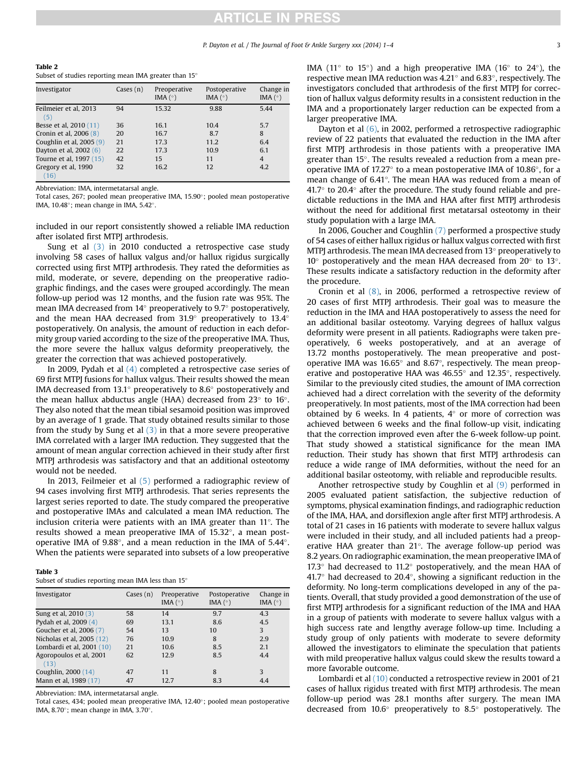**Table 2**
Subset of studies reporting mean IMA greater than 15°

| Investigator | Cases (n) | Preoperative IMA (°) | Postoperative IMA (°) | Change in IMA (°) |
|---|---|---|---|---|
| Feilmeier et al, 2013 (5) | 94 | 15.32 | 9.88 | 5.44 |
| Besse et al, 2010 (11) | 36 | 16.1 | 10.4 | 5.7 |
| Cronin et al, 2006 (8) | 20 | 16.7 | 8.7 | 8 |
| Coughlin et al, 2005 (9) | 21 | 17.3 | 11.2 | 6.4 |
| Dayton et al, 2002 (6) | 22 | 17.3 | 10.9 | 6.1 |
| Tourne et al, 1997 (15) | 42 | 15 | 11 | 4 |
| Gregory et al, 1990 (16) | 32 | 16.2 | 12 | 4.2 |

Abbreviation: IMA, intermetatarsal angle.
Total cases, 267; pooled mean preoperative IMA, 15.90°; pooled mean postoperative IMA, 10.48°; mean change in IMA, 5.42°.

included in our report consistently showed a reliable IMA reduction after isolated first MTPJ arthrodesis.

Sung et al (3) in 2010 conducted a retrospective case study involving 58 cases of hallux valgus and/or hallux rigidus surgically corrected using first MTPJ arthrodesis. They rated the deformities as mild, moderate, or severe, depending on the preoperative radiographic findings, and the cases were grouped accordingly. The mean follow-up period was 12 months, and the fusion rate was 95%. The mean IMA decreased from 14° preoperatively to 9.7° postoperatively, and the mean HAA decreased from 31.9° preoperatively to 13.4° postoperatively. On analysis, the amount of reduction in each deformity group varied according to the size of the preoperative IMA. Thus, the more severe the hallux valgus deformity preoperatively, the greater the correction that was achieved postoperatively.

In 2009, Pydah et al (4) completed a retrospective case series of 69 first MTPJ fusions for hallux valgus. Their results showed the mean IMA decreased from 13.1° preoperatively to 8.6° postoperatively and the mean hallux abductus angle (HAA) decreased from 23° to 16°. They also noted that the mean tibial sesamoid position was improved by an average of 1 grade. That study obtained results similar to those from the study by Sung et al (3) in that a more severe preoperative IMA correlated with a larger IMA reduction. They suggested that the amount of mean angular correction achieved in their study after first MTPJ arthrodesis was satisfactory and that an additional osteotomy would not be needed.

In 2013, Feilmeier et al (5) performed a radiographic review of 94 cases involving first MTPJ arthrodesis. That series represents the largest series reported to date. The study compared the preoperative and postoperative IMAs and calculated a mean IMA reduction. The inclusion criteria were patients with an IMA greater than 11°. The results showed a mean preoperative IMA of 15.32°, a mean postoperative IMA of 9.88°, and a mean reduction in the IMA of 5.44°. When the patients were separated into subsets of a low preoperative IMA (11° to 15°) and a high preoperative IMA (16° to 24°), the respective mean IMA reduction was 4.21° and 6.83°, respectively. The investigators concluded that arthrodesis of the first MTPJ for correction of hallux valgus deformity results in a consistent reduction in the IMA and a proportionately larger reduction can be expected from a larger preoperative IMA.

**Table 3**
Subset of studies reporting mean IMA less than 15°

| Investigator | Cases (n) | Preoperative IMA (°) | Postoperative IMA (°) | Change in IMA (°) |
|---|---|---|---|---|
| Sung et al, 2010 (3) | 58 | 14 | 9.7 | 4.3 |
| Pydah et al, 2009 (4) | 69 | 13.1 | 8.6 | 4.5 |
| Goucher et al, 2006 (7) | 54 | 13 | 10 | 3 |
| Nicholas et al, 2005 (12) | 76 | 10.9 | 8 | 2.9 |
| Lombardi et al, 2001 (10) | 21 | 10.6 | 8.5 | 2.1 |
| Agoropoulos et al, 2001 (13) | 62 | 12.9 | 8.5 | 4.4 |
| Coughlin, 2000 (14) | 47 | 11 | 8 | 3 |
| Mann et al, 1989 (17) | 47 | 12.7 | 8.3 | 4.4 |

Abbreviation: IMA, intermetatarsal angle.
Total cases, 434; pooled mean preoperative IMA, 12.40°; pooled mean postoperative IMA, 8.70°; mean change in IMA, 3.70°.

Dayton et al (6), in 2002, performed a retrospective radiographic review of 22 patients that evaluated the reduction in the IMA after first MTPJ arthrodesis in those patients with a preoperative IMA greater than 15°. The results revealed a reduction from a mean preoperative IMA of 17.27° to a mean postoperative IMA of 10.86°, for a mean change of 6.41°. The mean HAA was reduced from a mean of 41.7° to 20.4° after the procedure. The study found reliable and predictable reductions in the IMA and HAA after first MTPJ arthrodesis without the need for additional first metatarsal osteotomy in their study population with a large IMA.

In 2006, Goucher and Coughlin (7) performed a prospective study of 54 cases of either hallux rigidus or hallux valgus corrected with first MTPJ arthrodesis. The mean IMA decreased from 13° preoperatively to 10° postoperatively and the mean HAA decreased from 20° to 13°. These results indicate a satisfactory reduction in the deformity after the procedure.

Cronin et al (8), in 2006, performed a retrospective review of 20 cases of first MTPJ arthrodesis. Their goal was to measure the reduction in the IMA and HAA postoperatively to assess the need for an additional basilar osteotomy. Varying degrees of hallux valgus deformity were present in all patients. Radiographs were taken preoperatively, 6 weeks postoperatively, and at an average of 13.72 months postoperatively. The mean preoperative and postoperative IMA was 16.65° and 8.67°, respectively. The mean preoperative and postoperative HAA was 46.55° and 12.35°, respectively. Similar to the previously cited studies, the amount of IMA correction achieved had a direct correlation with the severity of the deformity preoperatively. In most patients, most of the IMA correction had been obtained by 6 weeks. In 4 patients, 4° or more of correction was achieved between 6 weeks and the final follow-up visit, indicating that the correction improved even after the 6-week follow-up point. That study showed a statistical significance for the mean IMA reduction. Their study has shown that first MTPJ arthrodesis can reduce a wide range of IMA deformities, without the need for an additional basilar osteotomy, with reliable and reproducible results.

Another retrospective study by Coughlin et al (9) performed in 2005 evaluated patient satisfaction, the subjective reduction of symptoms, physical examination findings, and radiographic reduction of the IMA, HAA, and dorsiflexion angle after first MTPJ arthrodesis. A total of 21 cases in 16 patients with moderate to severe hallux valgus were included in their study, and all included patients had a preoperative HAA greater than 21°. The average follow-up period was 8.2 years. On radiographic examination, the mean preoperative IMA of 17.3° had decreased to 11.2° postoperatively, and the mean HAA of 41.7° had decreased to 20.4°, showing a significant reduction in the deformity. No long-term complications developed in any of the patients. Overall, that study provided a good demonstration of the use of first MTPJ arthrodesis for a significant reduction of the IMA and HAA in a group of patients with moderate to severe hallux valgus with a high success rate and lengthy average follow-up time. Including a study group of only patients with moderate to severe deformity allowed the investigators to eliminate the speculation that patients with mild preoperative hallux valgus could skew the results toward a more favorable outcome.

Lombardi et al (10) conducted a retrospective review in 2001 of 21 cases of hallux rigidus treated with first MTPJ arthrodesis. The mean follow-up period was 28.1 months after surgery. The mean IMA decreased from 10.6° preoperatively to 8.5° postoperatively. The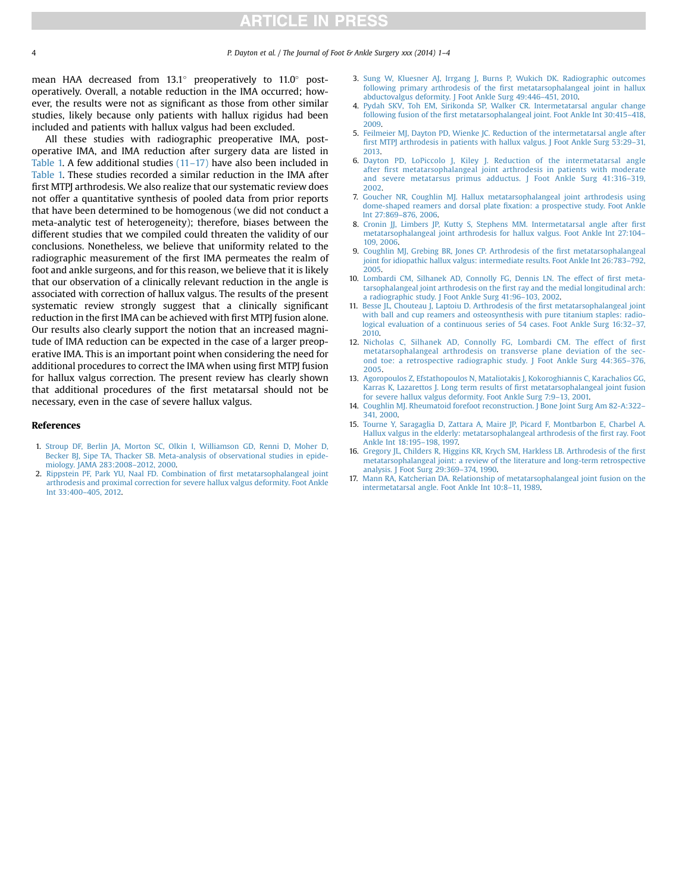mean HAA decreased from 13.1° preoperatively to 11.0° postoperatively. Overall, a notable reduction in the IMA occurred; however, the results were not as significant as those from other similar studies, likely because only patients with hallux rigidus had been included and patients with hallux valgus had been excluded.

All these studies with radiographic preoperative IMA, postoperative IMA, and IMA reduction after surgery data are listed in Table 1. A few additional studies (11–17) have also been included in Table 1. These studies recorded a similar reduction in the IMA after first MTPJ arthrodesis. We also realize that our systematic review does not offer a quantitative synthesis of pooled data from prior reports that have been determined to be homogenous (we did not conduct a meta-analytic test of heterogeneity); therefore, biases between the different studies that we compiled could threaten the validity of our conclusions. Nonetheless, we believe that uniformity related to the radiographic measurement of the first IMA permeates the realm of foot and ankle surgeons, and for this reason, we believe that it is likely that our observation of a clinically relevant reduction in the angle is associated with correction of hallux valgus. The results of the present systematic review strongly suggest that a clinically significant reduction in the first IMA can be achieved with first MTPJ fusion alone. Our results also clearly support the notion that an increased magnitude of IMA reduction can be expected in the case of a larger preoperative IMA. This is an important point when considering the need for additional procedures to correct the IMA when using first MTPJ fusion for hallux valgus correction. The present review has clearly shown that additional procedures of the first metatarsal should not be necessary, even in the case of severe hallux valgus.

## References

1. Stroup DF, Berlin JA, Morton SC, Olkin I, Williamson GD, Rennie D, Moher D, Becker BJ, Sipe TA, Thacker SB. Meta-analysis of observational studies in epidemiology. JAMA 283:2008–2012, 2000.
2. Rippstein PF, Park YU, Naal FD. Combination of first metatarsophalangeal joint arthrodesis and proximal correction for severe hallux valgus deformity. Foot Ankle Int 33:400–405, 2012.
3. Sung W, Kluesner AJ, Irrgang J, Burns P, Wukich DK. Radiographic outcomes following primary arthrodesis of the first metatarsophalangeal joint in hallux abductovalgus deformity. J Foot Ankle Surg 49:446–451, 2010.
4. Pydah SKV, Toh EM, Sirikonda SP, Walker CR. Intermetatarsal angular change following fusion of the first metatarsophalangeal joint. Foot Ankle Int 30:415–418, 2009.
5. Feilmeier MJ, Dayton PD, Wienke JC. Reduction of the intermetatarsal angle after first MTPJ arthrodesis in patients with hallux valgus. J Foot Ankle Surg 53:29–31, 2013.
6. Dayton PD, LoPiccolo J, Kiley J. Reduction of the intermetatarsal angle after first metatarsophalangeal joint arthrodesis in patients with moderate and severe metatarsus primus adductus. J Foot Ankle Surg 41:316–319, 2002.
7. Goucher NR, Coughlin MJ. Hallux metatarsophalangeal joint arthrodesis using dome-shaped reamers and dorsal plate fixation: a prospective study. Foot Ankle Int 27:869–876, 2006.
8. Cronin JJ, Limbers JP, Kutty S, Stephens MM. Intermetatarsal angle after first metatarsophalangeal joint arthrodesis for hallux valgus. Foot Ankle Int 27:104–109, 2006.
9. Coughlin MJ, Grebing BR, Jones CP. Arthrodesis of the first metatarsophalangeal joint for idiopathic hallux valgus: intermediate results. Foot Ankle Int 26:783–792, 2005.
10. Lombardi CM, Silhanek AD, Connolly FG, Dennis LN. The effect of first metatarsophalangeal joint arthrodesis on the first ray and the medial longitudinal arch: a radiographic study. J Foot Ankle Surg 41:96–103, 2002.
11. Besse JL, Chouteau J, Laptoiu D. Arthrodesis of the first metatarsophalangeal joint with ball and cup reamers and osteosynthesis with pure titanium staples: radiological evaluation of a continuous series of 54 cases. Foot Ankle Surg 16:32–37, 2010.
12. Nicholas C, Silhanek AD, Connolly FG, Lombardi CM. The effect of first metatarsophalangeal arthrodesis on transverse plane deviation of the second toe: a retrospective radiographic study. J Foot Ankle Surg 44:365–376, 2005.
13. Agoropoulos Z, Efstathopoulos N, Mataliotakis J, Kokoroghiannis C, Karachalios GG, Karras K, Lazarettos J. Long term results of first metatarsophalangeal joint fusion for severe hallux valgus deformity. Foot Ankle Surg 7:9–13, 2001.
14. Coughlin MJ. Rheumatoid forefoot reconstruction. J Bone Joint Surg Am 82-A:322–341, 2000.
15. Tourne Y, Saragaglia D, Zattara A, Maire JP, Picard F, Montbarbon E, Charbel A. Hallux valgus in the elderly: metatarsophalangeal arthrodesis of the first ray. Foot Ankle Int 18:195–198, 1997.
16. Gregory JL, Childers R, Higgins KR, Krych SM, Harkless LB. Arthrodesis of the first metatarsophalangeal joint: a review of the literature and long-term retrospective analysis. J Foot Surg 29:369–374, 1990.
17. Mann RA, Katcherian DA. Relationship of metatarsophalangeal joint fusion on the intermetatarsal angle. Foot Ankle Int 10:8–11, 1989.